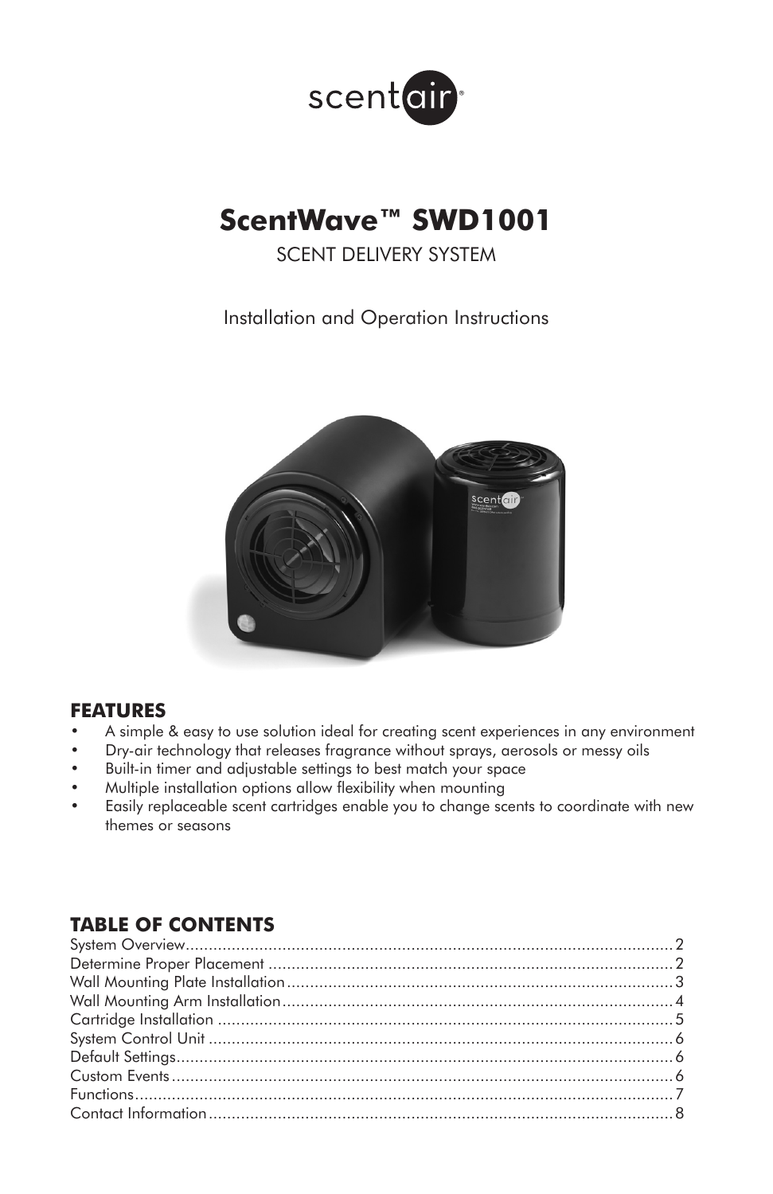# ScentWave™ SWD1001

SCENT DELIVERY SYSTEM

Installation and Operation Instructions

## FEATURES

- A simple & easy to use solution ideal for creating scent experiences in any environment
- Dry-air technology that releases fragrance without sprays, aerosols or messy oils
- Built-in timer and adjustable settings to best match your space
- Multiple installation options allow flexibility when mounting
- Easily replaceable scent cartridges enable you to change scents to coordinate with new themes or seasons

## TABLE OF CONTENTS

| Section | Page |
|---|---|
| System Overview | 2 |
| Determine Proper Placement | 2 |
| Wall Mounting Plate Installation | 3 |
| Wall Mounting Arm Installation | 4 |
| Cartridge Installation | 5 |
| System Control Unit | 6 |
| Default Settings | 6 |
| Custom Events | 6 |
| Functions | 7 |
| Contact Information | 8 |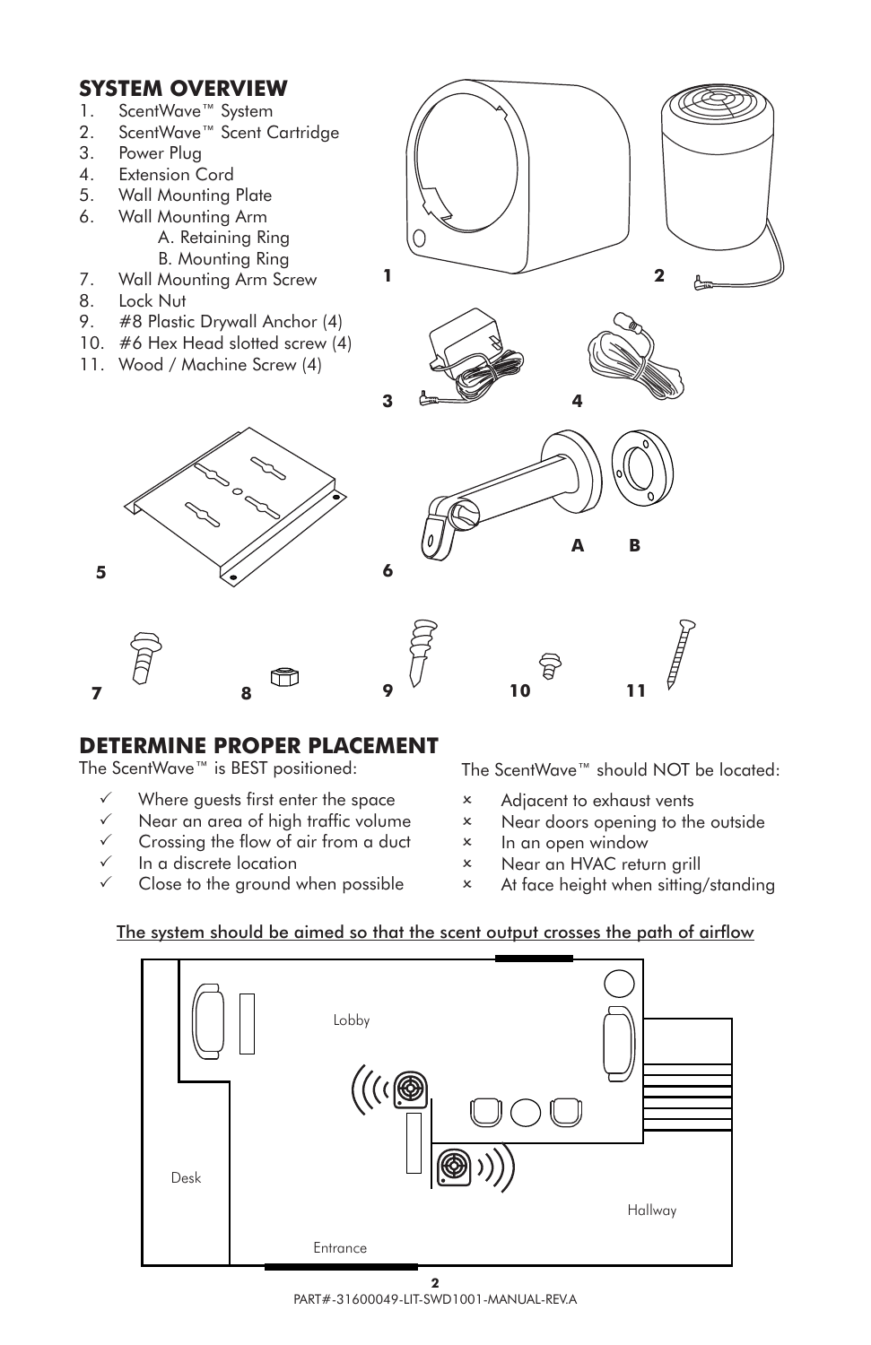## SYSTEM OVERVIEW

1. ScentWave™ System
2. ScentWave™ Scent Cartridge
3. Power Plug
4. Extension Cord
5. Wall Mounting Plate
6. Wall Mounting Arm
   - A. Retaining Ring
   - B. Mounting Ring
7. Wall Mounting Arm Screw
8. Lock Nut
9. #8 Plastic Drywall Anchor (4)
10. #6 Hex Head slotted screw (4)
11. Wood / Machine Screw (4)

## DETERMINE PROPER PLACEMENT

The ScentWave™ is BEST positioned:

- ✓ Where guests first enter the space
- ✓ Near an area of high traffic volume
- ✓ Crossing the flow of air from a duct
- ✓ In a discrete location
- ✓ Close to the ground when possible

The ScentWave™ should NOT be located:

- × Adjacent to exhaust vents
- × Near doors opening to the outside
- × In an open window
- × Near an HVAC return grill
- × At face height when sitting/standing

The system should be aimed so that the scent output crosses the path of airflow

Lobby

Desk

Hallway

Entrance

PART#-31600049-LIT-SWD1001-MANUAL-REV.A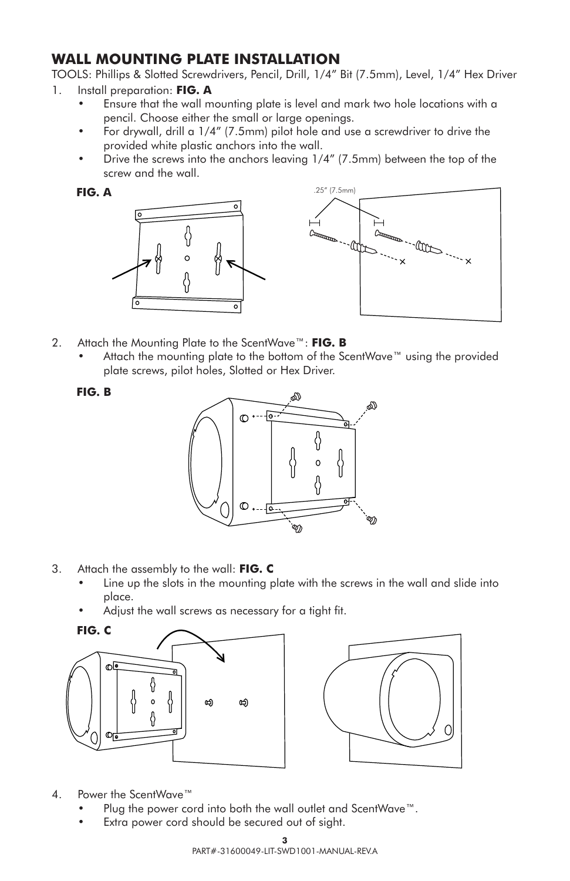## WALL MOUNTING PLATE INSTALLATION

TOOLS: Phillips & Slotted Screwdrivers, Pencil, Drill, 1/4" Bit (7.5mm), Level, 1/4" Hex Driver

1. Install preparation: **FIG. A**
   - Ensure that the wall mounting plate is level and mark two hole locations with a pencil. Choose either the small or large openings.
   - For drywall, drill a 1/4" (7.5mm) pilot hole and use a screwdriver to drive the provided white plastic anchors into the wall.
   - Drive the screws into the anchors leaving 1/4" (7.5mm) between the top of the screw and the wall.

**FIG. A**

.25" (7.5mm)

2. Attach the Mounting Plate to the ScentWave™: **FIG. B**
   - Attach the mounting plate to the bottom of the ScentWave™ using the provided plate screws, pilot holes, Slotted or Hex Driver.

**FIG. B**

3. Attach the assembly to the wall: **FIG. C**
   - Line up the slots in the mounting plate with the screws in the wall and slide into place.
   - Adjust the wall screws as necessary for a tight fit.

**FIG. C**

4. Power the ScentWave™
   - Plug the power cord into both the wall outlet and ScentWave™.
   - Extra power cord should be secured out of sight.

PART#-31600049-LIT-SWD1001-MANUAL-REV.A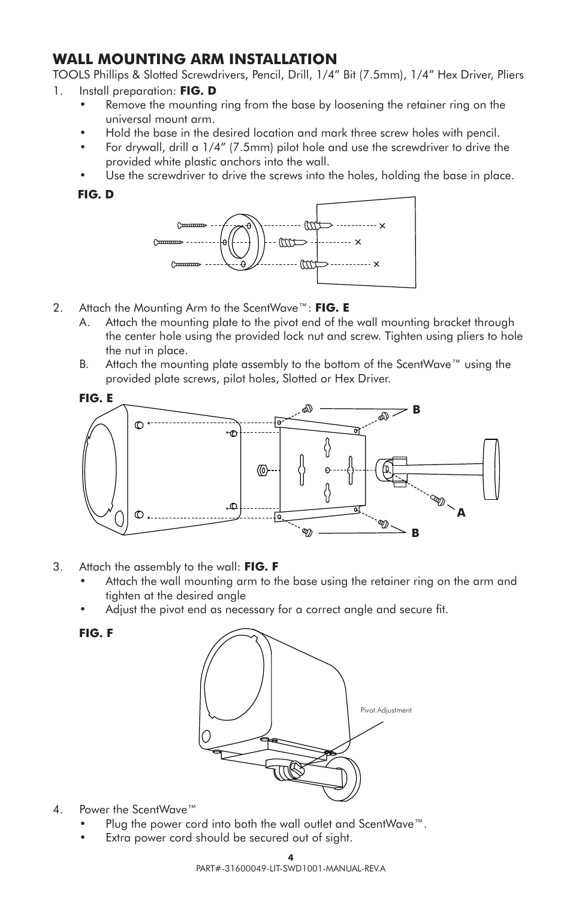## WALL MOUNTING ARM INSTALLATION

TOOLS Phillips & Slotted Screwdrivers, Pencil, Drill, 1/4" Bit (7.5mm), 1/4" Hex Driver, Pliers

1. Install preparation: **FIG. D**
   - Remove the mounting ring from the base by loosening the retainer ring on the universal mount arm.
   - Hold the base in the desired location and mark three screw holes with pencil.
   - For drywall, drill a 1/4" (7.5mm) pilot hole and use the screwdriver to drive the provided white plastic anchors into the wall.
   - Use the screwdriver to drive the screws into the holes, holding the base in place.

**FIG. D**

2. Attach the Mounting Arm to the ScentWave™: **FIG. E**
   - A. Attach the mounting plate to the pivot end of the wall mounting bracket through the center hole using the provided lock nut and screw. Tighten using pliers to hole the nut in place.
   - B. Attach the mounting plate assembly to the bottom of the ScentWave™ using the provided plate screws, pilot holes, Slotted or Hex Driver.

**FIG. E**

B

A

B

3. Attach the assembly to the wall: **FIG. F**
   - Attach the wall mounting arm to the base using the retainer ring on the arm and tighten at the desired angle
   - Adjust the pivot end as necessary for a correct angle and secure fit.

**FIG. F**

Pivot Adjustment

4. Power the ScentWave™
   - Plug the power cord into both the wall outlet and ScentWave™.
   - Extra power cord should be secured out of sight.

PART#-31600049-LIT-SWD1001-MANUAL-REV.A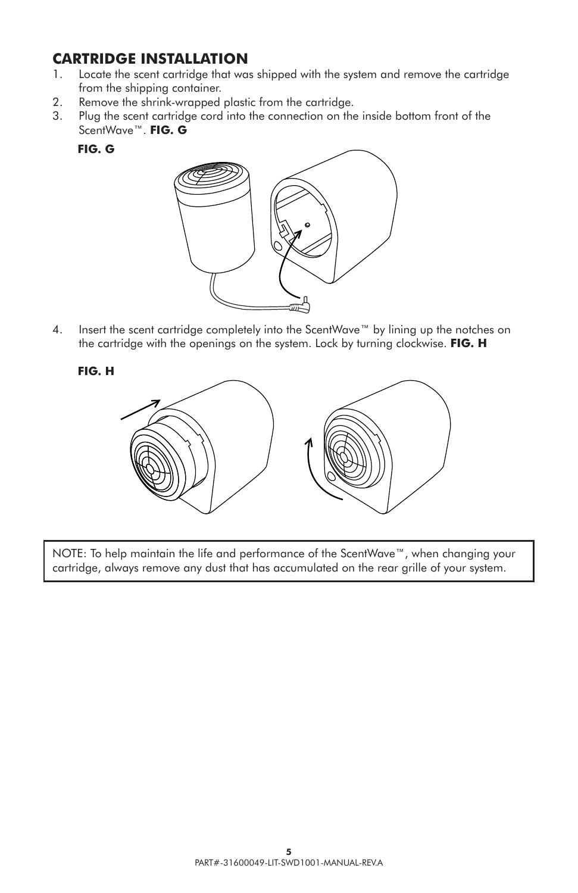## CARTRIDGE INSTALLATION

1. Locate the scent cartridge that was shipped with the system and remove the cartridge from the shipping container.
2. Remove the shrink-wrapped plastic from the cartridge.
3. Plug the scent cartridge cord into the connection on the inside bottom front of the ScentWave™. **FIG. G**

**FIG. G**

4. Insert the scent cartridge completely into the ScentWave™ by lining up the notches on the cartridge with the openings on the system. Lock by turning clockwise. **FIG. H**

**FIG. H**

NOTE: To help maintain the life and performance of the ScentWave™, when changing your cartridge, always remove any dust that has accumulated on the rear grille of your system.

PART#-31600049-LIT-SWD1001-MANUAL-REV.A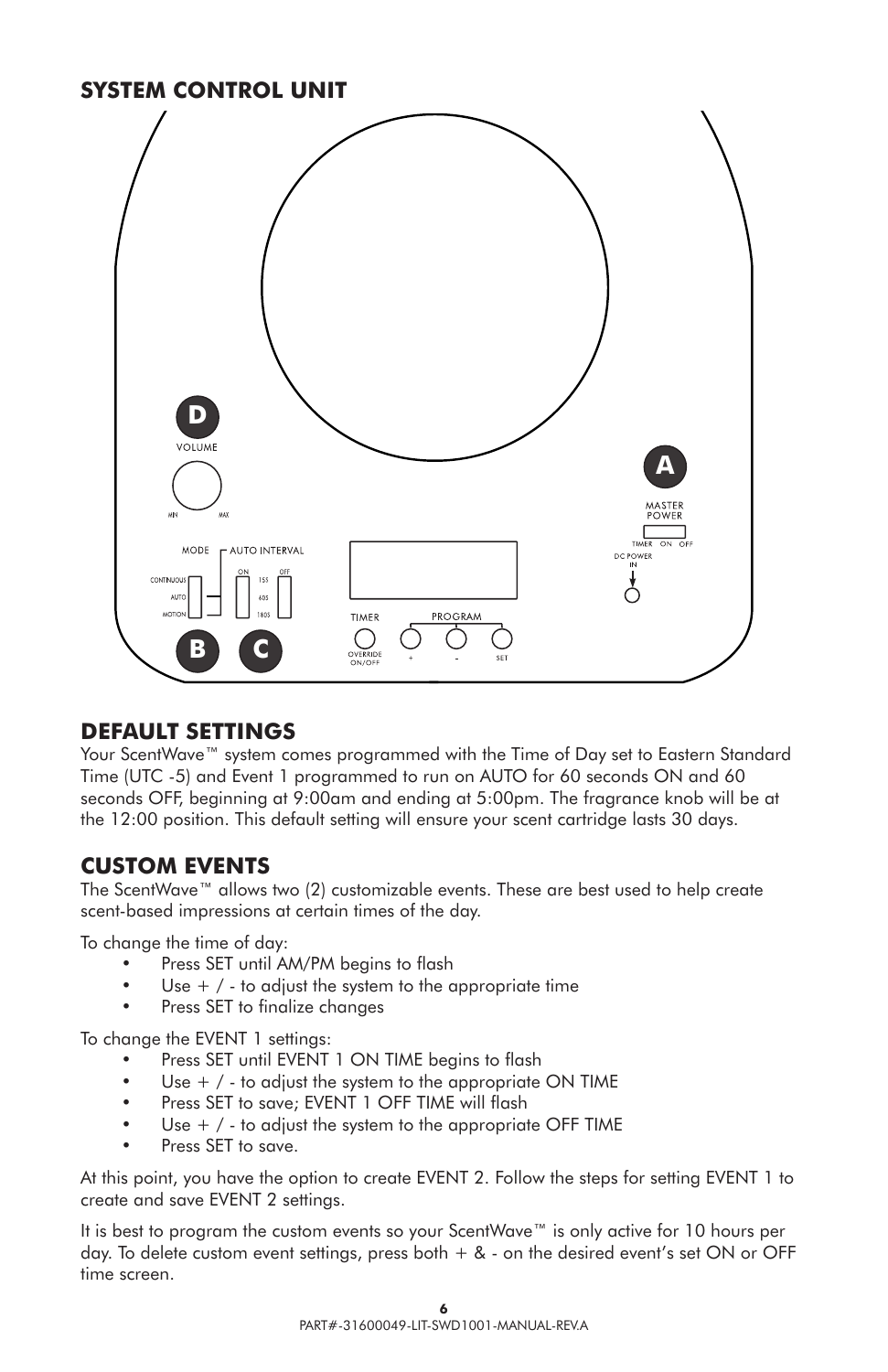## SYSTEM CONTROL UNIT

D

VOLUME

MIN MAX

A

MASTER POWER

TIMER ON OFF

DC POWER IN

MODE

AUTO INTERVAL

CONTINUOUS

AUTO

MOTION

ON 15S 60S 180S OFF

TIMER

PROGRAM

OVERRIDE ON/OFF

+ - SET

B C

## DEFAULT SETTINGS

Your ScentWave™ system comes programmed with the Time of Day set to Eastern Standard Time (UTC -5) and Event 1 programmed to run on AUTO for 60 seconds ON and 60 seconds OFF, beginning at 9:00am and ending at 5:00pm. The fragrance knob will be at the 12:00 position. This default setting will ensure your scent cartridge lasts 30 days.

## CUSTOM EVENTS

The ScentWave™ allows two (2) customizable events. These are best used to help create scent-based impressions at certain times of the day.

To change the time of day:

- Press SET until AM/PM begins to flash
- Use + / - to adjust the system to the appropriate time
- Press SET to finalize changes

To change the EVENT 1 settings:

- Press SET until EVENT 1 ON TIME begins to flash
- Use + / - to adjust the system to the appropriate ON TIME
- Press SET to save; EVENT 1 OFF TIME will flash
- Use + / - to adjust the system to the appropriate OFF TIME
- Press SET to save.

At this point, you have the option to create EVENT 2. Follow the steps for setting EVENT 1 to create and save EVENT 2 settings.

It is best to program the custom events so your ScentWave™ is only active for 10 hours per day. To delete custom event settings, press both + & - on the desired event's set ON or OFF time screen.

PART#-31600049-LIT-SWD1001-MANUAL-REV.A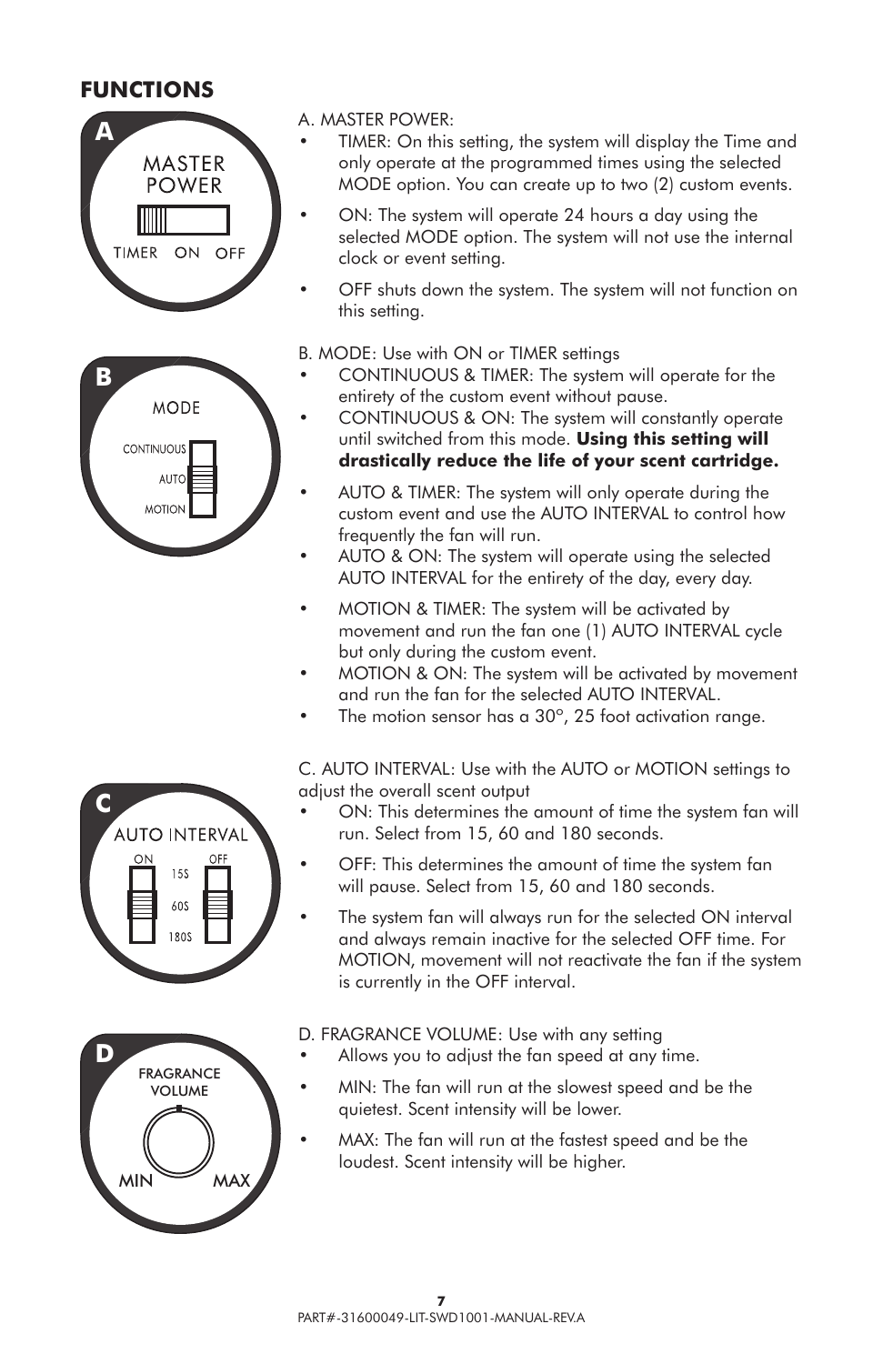## FUNCTIONS

A. MASTER POWER:

- TIMER: On this setting, the system will display the Time and only operate at the programmed times using the selected MODE option. You can create up to two (2) custom events.
- ON: The system will operate 24 hours a day using the selected MODE option. The system will not use the internal clock or event setting.
- OFF shuts down the system. The system will not function on this setting.

B. MODE: Use with ON or TIMER settings

- CONTINUOUS & TIMER: The system will operate for the entirety of the custom event without pause.
- CONTINUOUS & ON: The system will constantly operate until switched from this mode. **Using this setting will drastically reduce the life of your scent cartridge.**
- AUTO & TIMER: The system will only operate during the custom event and use the AUTO INTERVAL to control how frequently the fan will run.
- AUTO & ON: The system will operate using the selected AUTO INTERVAL for the entirety of the day, every day.
- MOTION & TIMER: The system will be activated by movement and run the fan one (1) AUTO INTERVAL cycle but only during the custom event.
- MOTION & ON: The system will be activated by movement and run the fan for the selected AUTO INTERVAL.
- The motion sensor has a 30°, 25 foot activation range.

C. AUTO INTERVAL: Use with the AUTO or MOTION settings to adjust the overall scent output

- ON: This determines the amount of time the system fan will run. Select from 15, 60 and 180 seconds.
- OFF: This determines the amount of time the system fan will pause. Select from 15, 60 and 180 seconds.
- The system fan will always run for the selected ON interval and always remain inactive for the selected OFF time. For MOTION, movement will not reactivate the fan if the system is currently in the OFF interval.

D. FRAGRANCE VOLUME: Use with any setting

- Allows you to adjust the fan speed at any time.
- MIN: The fan will run at the slowest speed and be the quietest. Scent intensity will be lower.
- MAX: The fan will run at the fastest speed and be the loudest. Scent intensity will be higher.

PART#-31600049-LIT-SWD1001-MANUAL-REV.A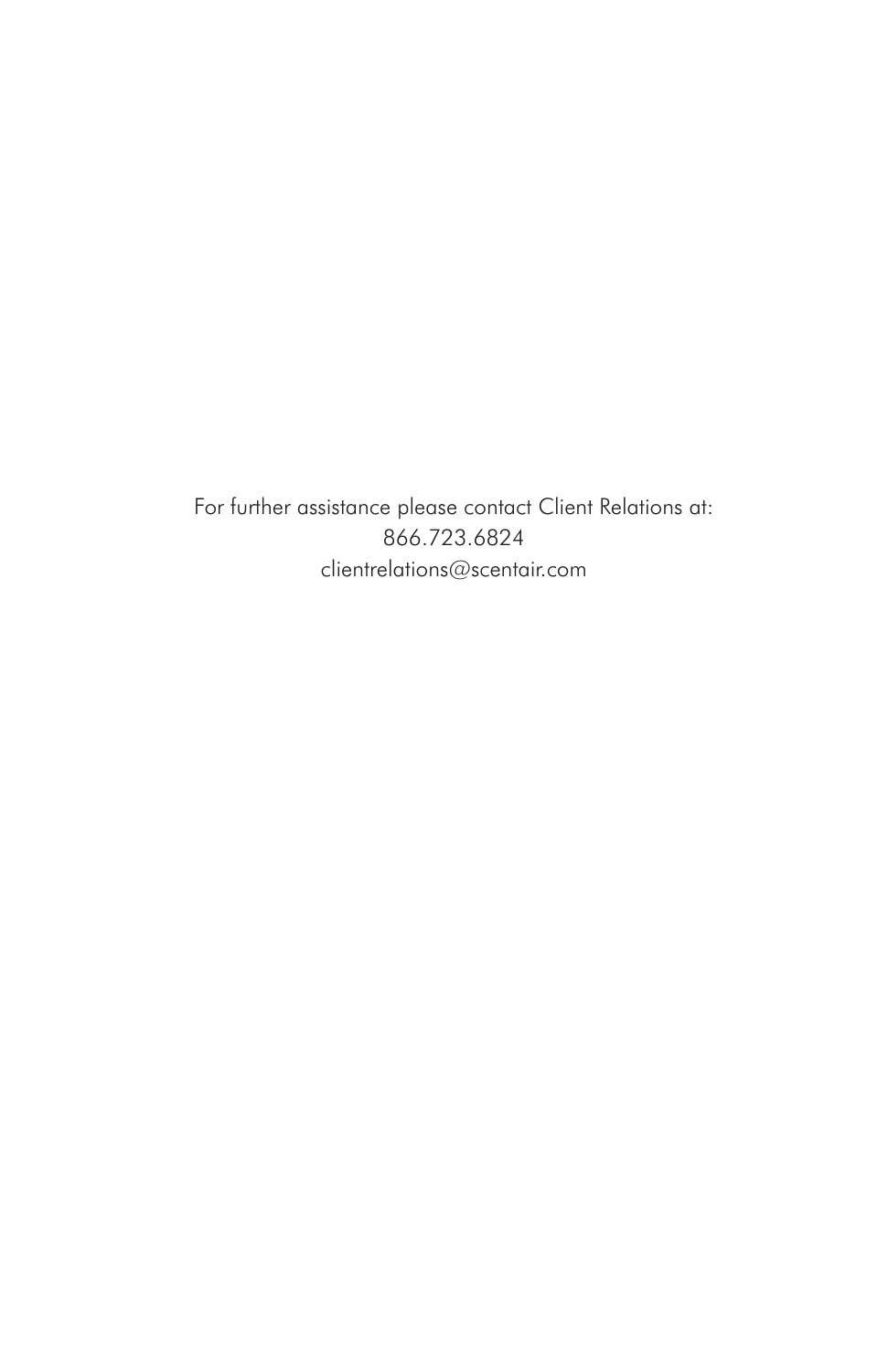For further assistance please contact Client Relations at:
866.723.6824
clientrelations@scentair.com